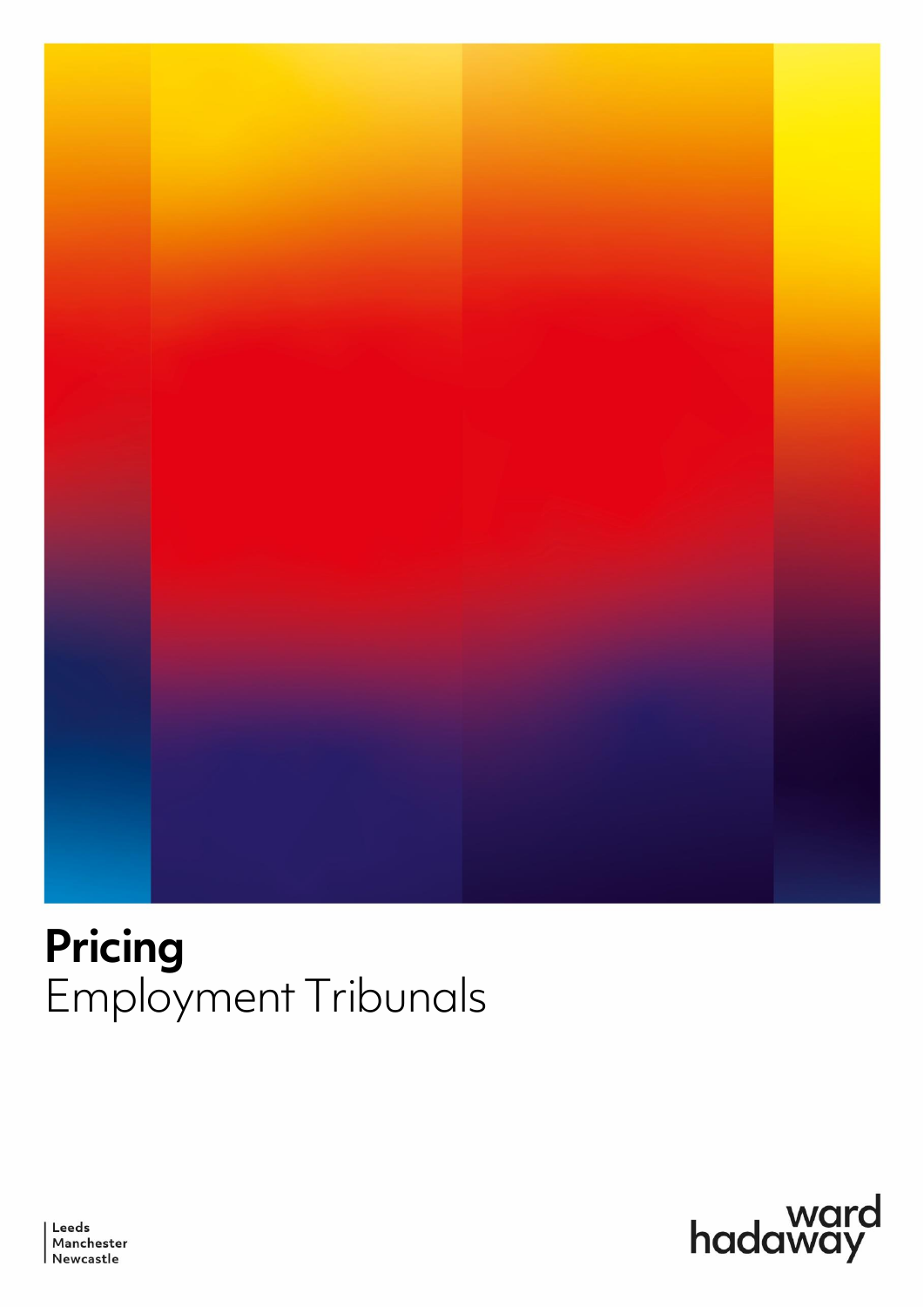# Pricing
Employment Tribunals

Leeds
Manchester
Newcastle

ward hadaway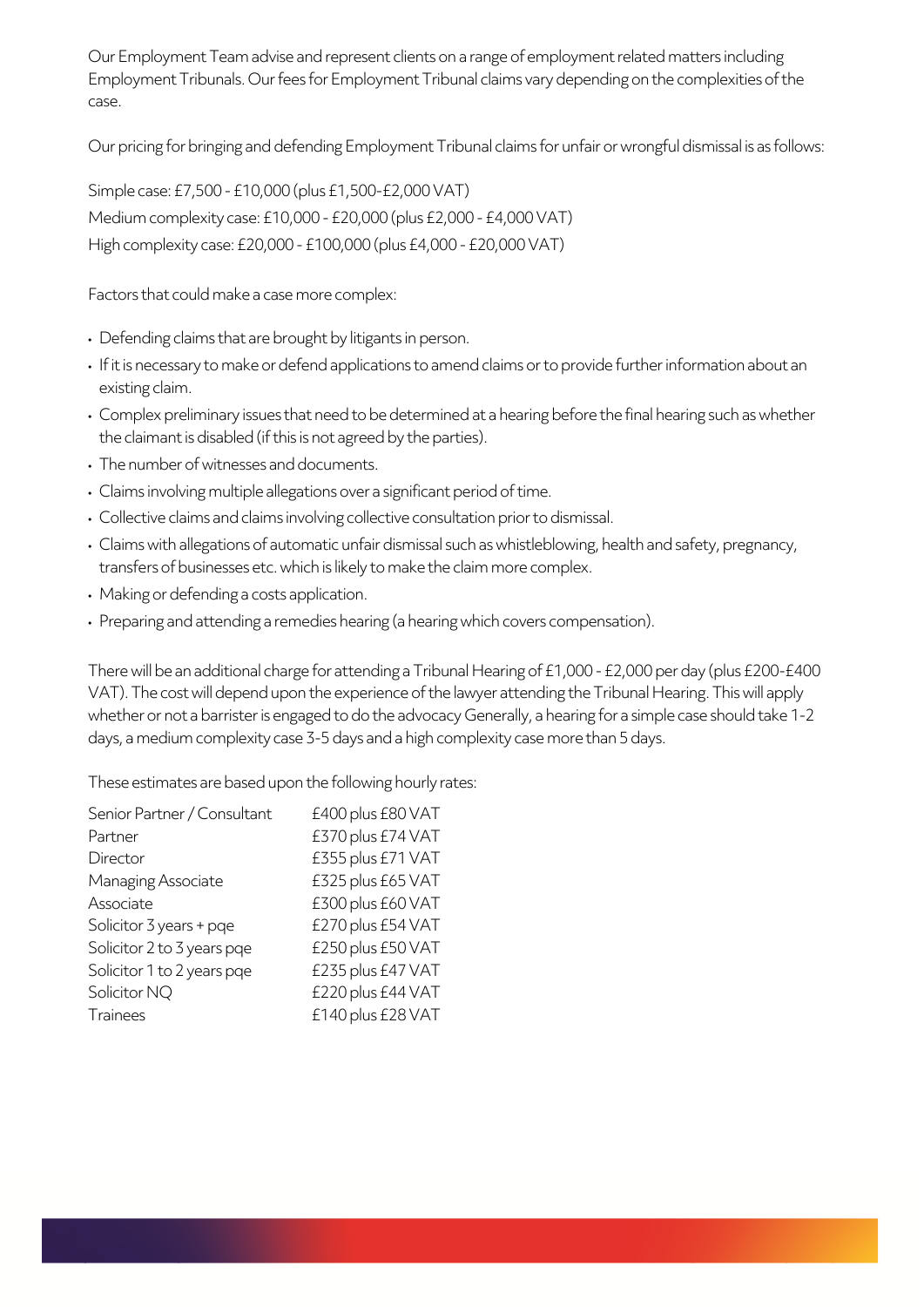Our Employment Team advise and represent clients on a range of employment related matters including Employment Tribunals. Our fees for Employment Tribunal claims vary depending on the complexities of the case.

Our pricing for bringing and defending Employment Tribunal claims for unfair or wrongful dismissal is as follows:

Simple case: £7,500 - £10,000 (plus £1,500-£2,000 VAT)
Medium complexity case: £10,000 - £20,000 (plus £2,000 - £4,000 VAT)
High complexity case: £20,000 - £100,000 (plus £4,000 - £20,000 VAT)

Factors that could make a case more complex:

- Defending claims that are brought by litigants in person.
- If it is necessary to make or defend applications to amend claims or to provide further information about an existing claim.
- Complex preliminary issues that need to be determined at a hearing before the final hearing such as whether the claimant is disabled (if this is not agreed by the parties).
- The number of witnesses and documents.
- Claims involving multiple allegations over a significant period of time.
- Collective claims and claims involving collective consultation prior to dismissal.
- Claims with allegations of automatic unfair dismissal such as whistleblowing, health and safety, pregnancy, transfers of businesses etc. which is likely to make the claim more complex.
- Making or defending a costs application.
- Preparing and attending a remedies hearing (a hearing which covers compensation).

There will be an additional charge for attending a Tribunal Hearing of £1,000 - £2,000 per day (plus £200-£400 VAT). The cost will depend upon the experience of the lawyer attending the Tribunal Hearing. This will apply whether or not a barrister is engaged to do the advocacy Generally, a hearing for a simple case should take 1-2 days, a medium complexity case 3-5 days and a high complexity case more than 5 days.

These estimates are based upon the following hourly rates:

| | |
|---|---|
| Senior Partner / Consultant | £400 plus £80 VAT |
| Partner | £370 plus £74 VAT |
| Director | £355 plus £71 VAT |
| Managing Associate | £325 plus £65 VAT |
| Associate | £300 plus £60 VAT |
| Solicitor 3 years + pqe | £270 plus £54 VAT |
| Solicitor 2 to 3 years pqe | £250 plus £50 VAT |
| Solicitor 1 to 2 years pqe | £235 plus £47 VAT |
| Solicitor NQ | £220 plus £44 VAT |
| Trainees | £140 plus £28 VAT |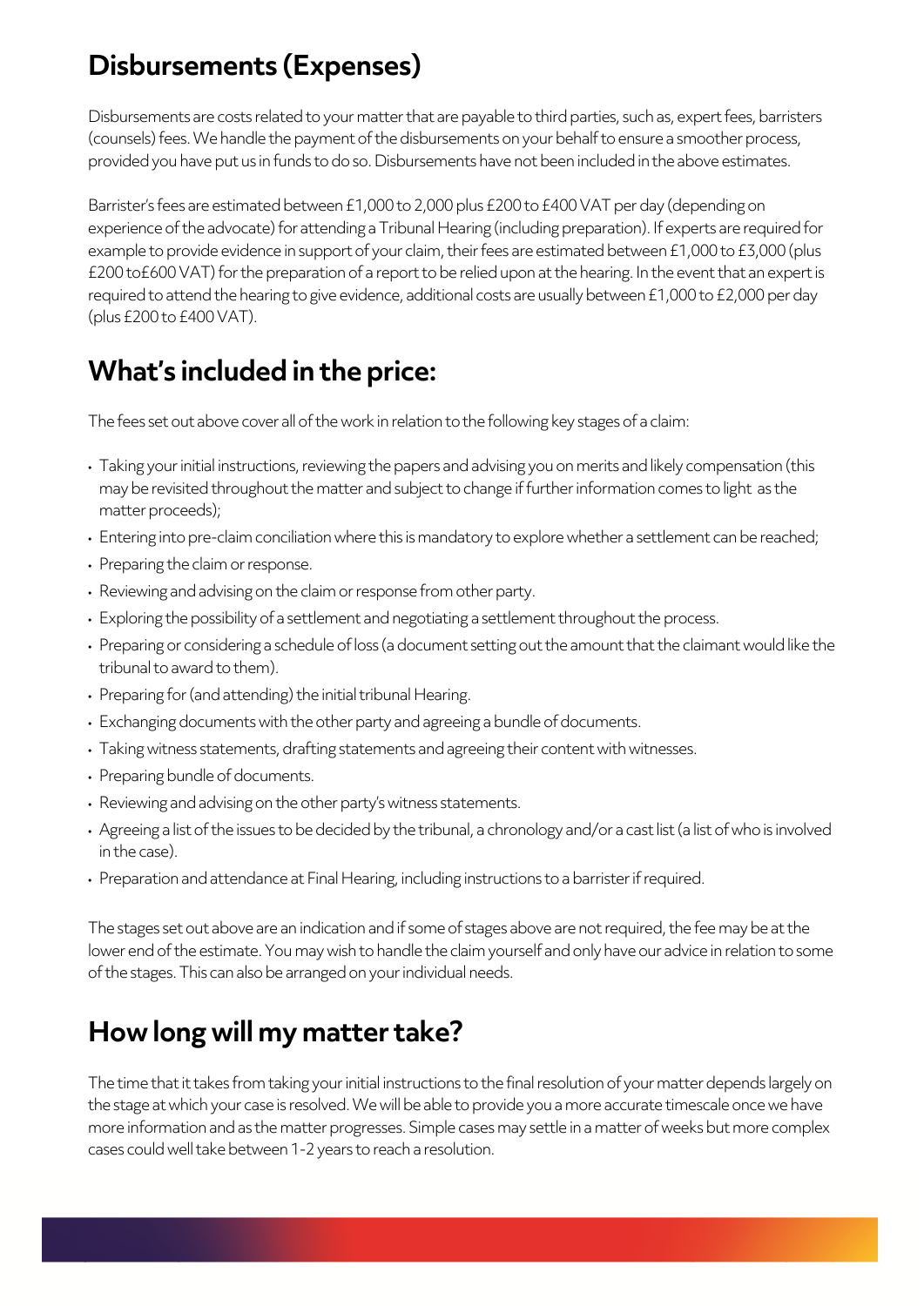## Disbursements (Expenses)

Disbursements are costs related to your matter that are payable to third parties, such as, expert fees, barristers (counsels) fees. We handle the payment of the disbursements on your behalf to ensure a smoother process, provided you have put us in funds to do so. Disbursements have not been included in the above estimates.

Barrister's fees are estimated between £1,000 to 2,000 plus £200 to £400 VAT per day (depending on experience of the advocate) for attending a Tribunal Hearing (including preparation). If experts are required for example to provide evidence in support of your claim, their fees are estimated between £1,000 to £3,000 (plus £200 to£600 VAT) for the preparation of a report to be relied upon at the hearing. In the event that an expert is required to attend the hearing to give evidence, additional costs are usually between £1,000 to £2,000 per day (plus £200 to £400 VAT).

## What's included in the price:

The fees set out above cover all of the work in relation to the following key stages of a claim:

- Taking your initial instructions, reviewing the papers and advising you on merits and likely compensation (this may be revisited throughout the matter and subject to change if further information comes to light as the matter proceeds);
- Entering into pre-claim conciliation where this is mandatory to explore whether a settlement can be reached;
- Preparing the claim or response.
- Reviewing and advising on the claim or response from other party.
- Exploring the possibility of a settlement and negotiating a settlement throughout the process.
- Preparing or considering a schedule of loss (a document setting out the amount that the claimant would like the tribunal to award to them).
- Preparing for (and attending) the initial tribunal Hearing.
- Exchanging documents with the other party and agreeing a bundle of documents.
- Taking witness statements, drafting statements and agreeing their content with witnesses.
- Preparing bundle of documents.
- Reviewing and advising on the other party's witness statements.
- Agreeing a list of the issues to be decided by the tribunal, a chronology and/or a cast list (a list of who is involved in the case).
- Preparation and attendance at Final Hearing, including instructions to a barrister if required.

The stages set out above are an indication and if some of stages above are not required, the fee may be at the lower end of the estimate. You may wish to handle the claim yourself and only have our advice in relation to some of the stages. This can also be arranged on your individual needs.

## How long will my matter take?

The time that it takes from taking your initial instructions to the final resolution of your matter depends largely on the stage at which your case is resolved. We will be able to provide you a more accurate timescale once we have more information and as the matter progresses. Simple cases may settle in a matter of weeks but more complex cases could well take between 1-2 years to reach a resolution.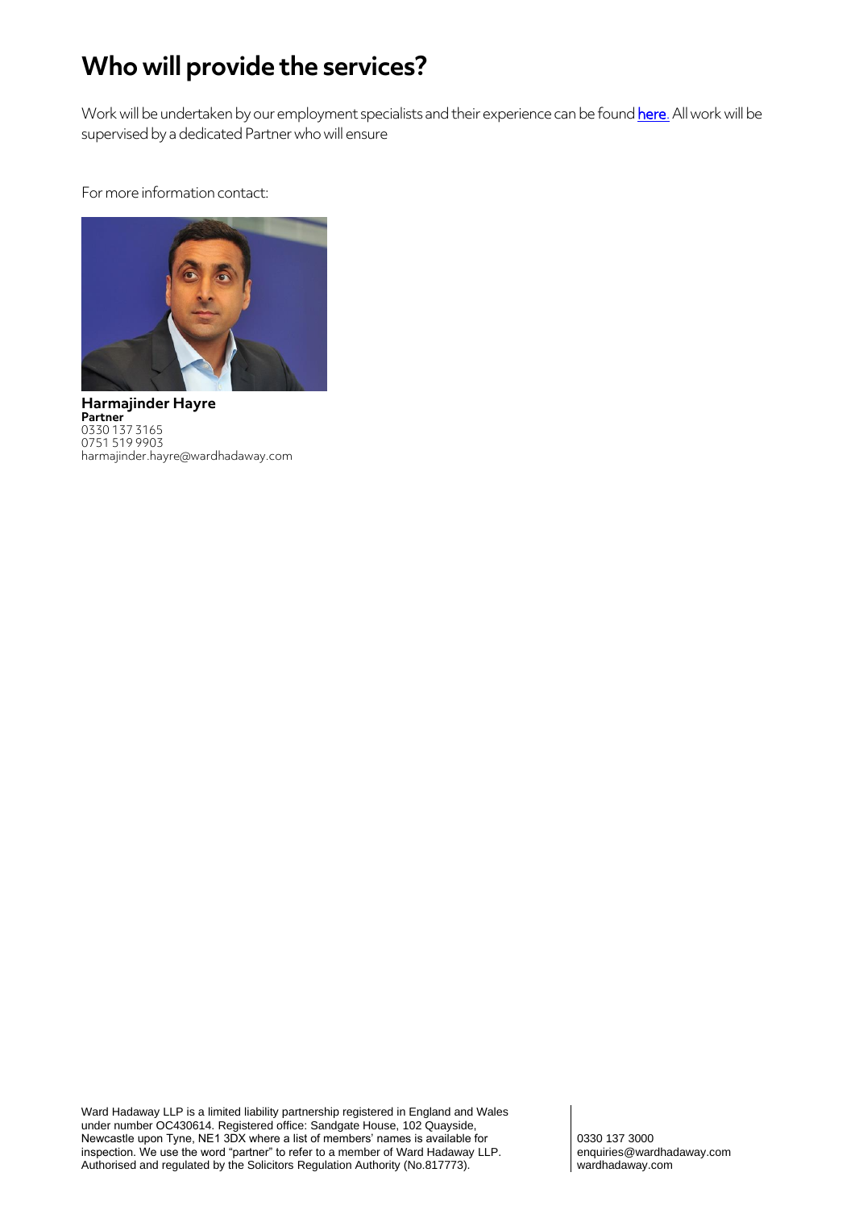# Who will provide the services?

Work will be undertaken by our employment specialists and their experience can be found here. All work will be supervised by a dedicated Partner who will ensure

For more information contact:

**Harmajinder Hayre**
**Partner**
0330 137 3165
0751 519 9903
harmajinder.hayre@wardhadaway.com

Ward Hadaway LLP is a limited liability partnership registered in England and Wales under number OC430614. Registered office: Sandgate House, 102 Quayside, Newcastle upon Tyne, NE1 3DX where a list of members' names is available for inspection. We use the word "partner" to refer to a member of Ward Hadaway LLP. Authorised and regulated by the Solicitors Regulation Authority (No.817773).

0330 137 3000
enquiries@wardhadaway.com
wardhadaway.com